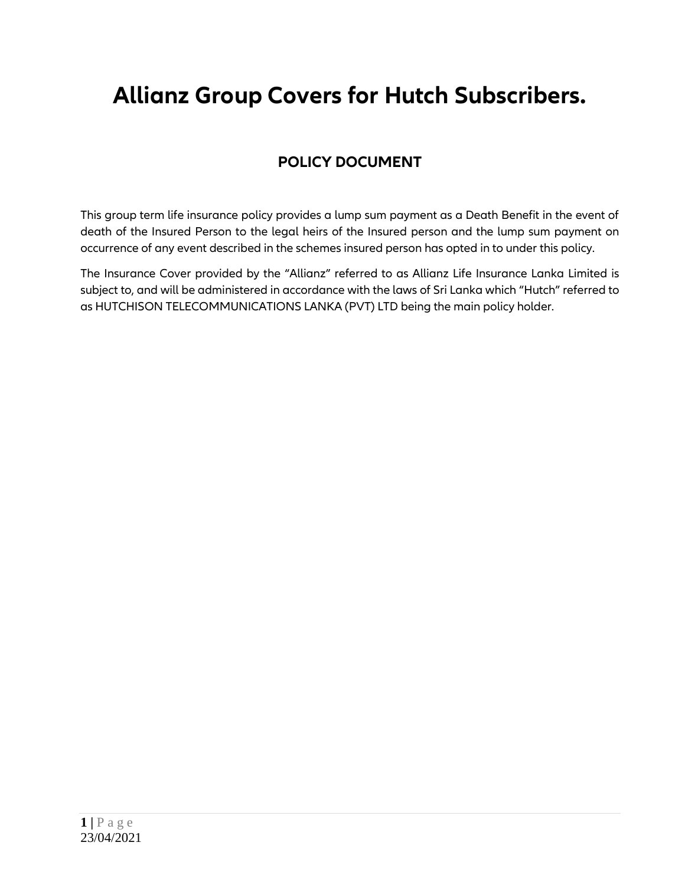# Allianz Group Covers for Hutch Subscribers.

## POLICY DOCUMENT

This group term life insurance policy provides a lump sum payment as a Death Benefit in the event of death of the Insured Person to the legal heirs of the Insured person and the lump sum payment on occurrence of any event described in the schemes insured person has opted in to under this policy.

The Insurance Cover provided by the "Allianz" referred to as Allianz Life Insurance Lanka Limited is subject to, and will be administered in accordance with the laws of Sri Lanka which "Hutch" referred to as HUTCHISON TELECOMMUNICATIONS LANKA (PVT) LTD being the main policy holder.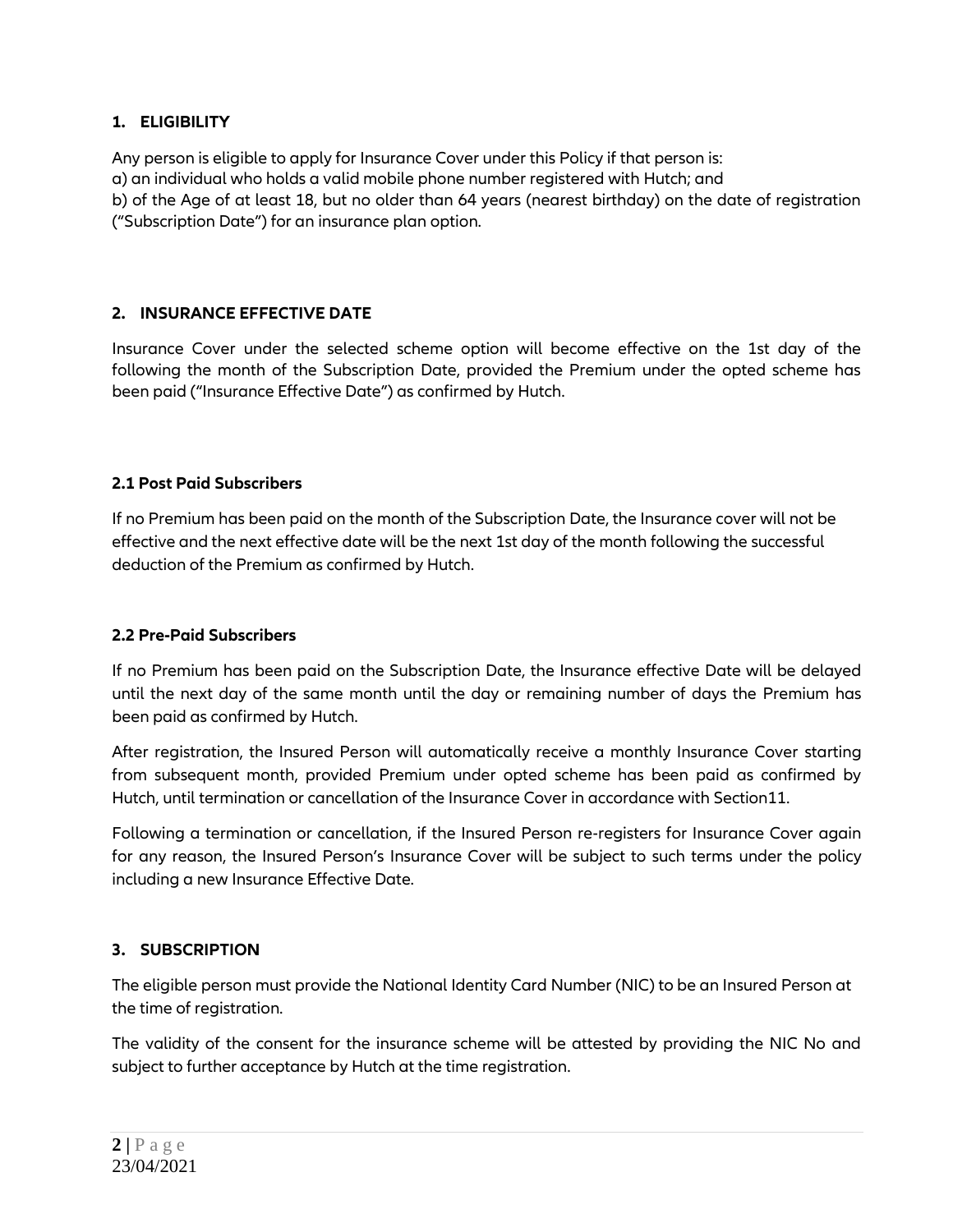## 1. ELIGIBILITY

Any person is eligible to apply for Insurance Cover under this Policy if that person is:
a) an individual who holds a valid mobile phone number registered with Hutch; and
b) of the Age of at least 18, but no older than 64 years (nearest birthday) on the date of registration ("Subscription Date") for an insurance plan option.

## 2. INSURANCE EFFECTIVE DATE

Insurance Cover under the selected scheme option will become effective on the 1st day of the following the month of the Subscription Date, provided the Premium under the opted scheme has been paid ("Insurance Effective Date") as confirmed by Hutch.

### 2.1 Post Paid Subscribers

If no Premium has been paid on the month of the Subscription Date, the Insurance cover will not be effective and the next effective date will be the next 1st day of the month following the successful deduction of the Premium as confirmed by Hutch.

### 2.2 Pre-Paid Subscribers

If no Premium has been paid on the Subscription Date, the Insurance effective Date will be delayed until the next day of the same month until the day or remaining number of days the Premium has been paid as confirmed by Hutch.

After registration, the Insured Person will automatically receive a monthly Insurance Cover starting from subsequent month, provided Premium under opted scheme has been paid as confirmed by Hutch, until termination or cancellation of the Insurance Cover in accordance with Section11.

Following a termination or cancellation, if the Insured Person re-registers for Insurance Cover again for any reason, the Insured Person's Insurance Cover will be subject to such terms under the policy including a new Insurance Effective Date.

## 3. SUBSCRIPTION

The eligible person must provide the National Identity Card Number (NIC) to be an Insured Person at the time of registration.

The validity of the consent for the insurance scheme will be attested by providing the NIC No and subject to further acceptance by Hutch at the time registration.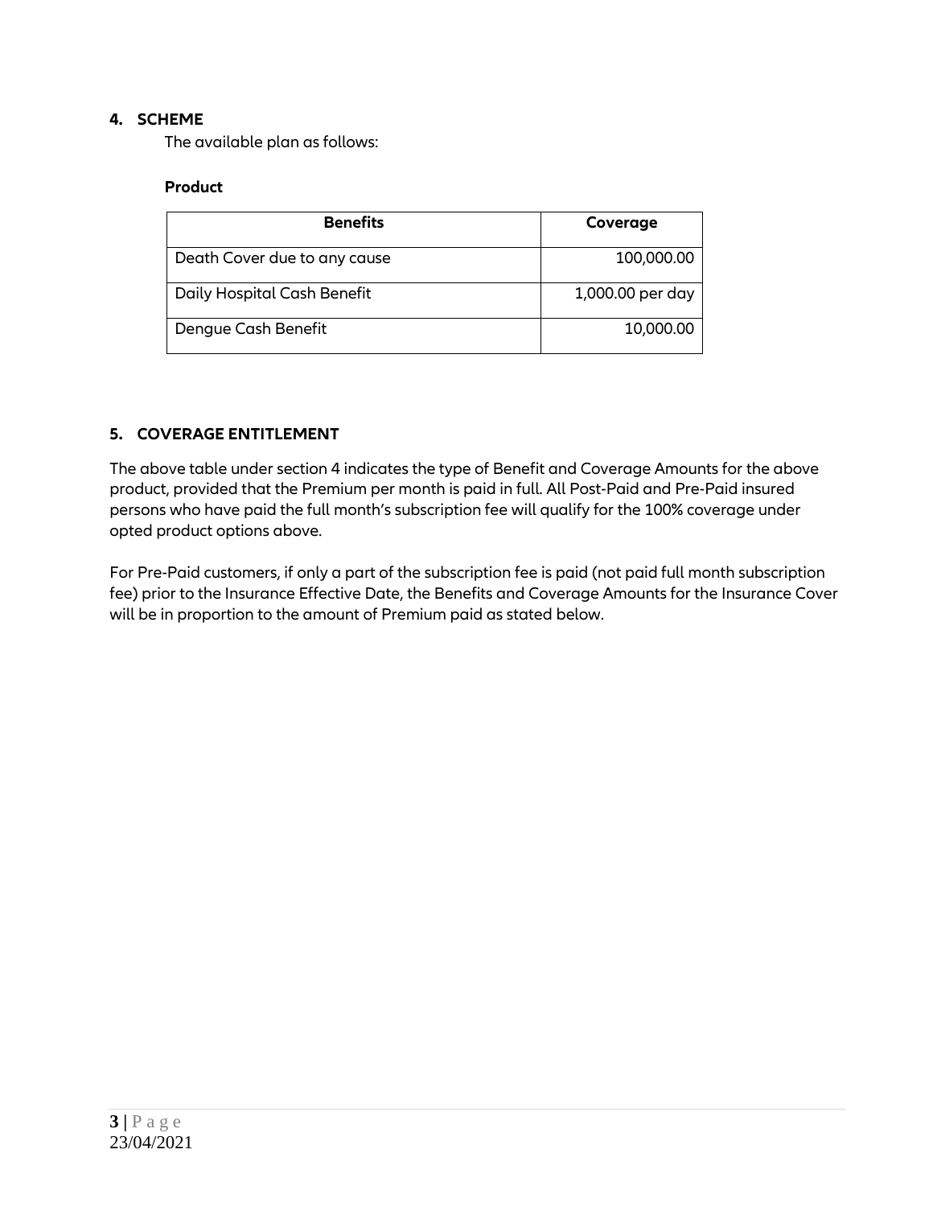## 4. SCHEME

The available plan as follows:

**Product**

| Benefits | Coverage |
|---|---|
| Death Cover due to any cause | 100,000.00 |
| Daily Hospital Cash Benefit | 1,000.00 per day |
| Dengue Cash Benefit | 10,000.00 |

## 5. COVERAGE ENTITLEMENT

The above table under section 4 indicates the type of Benefit and Coverage Amounts for the above product, provided that the Premium per month is paid in full. All Post-Paid and Pre-Paid insured persons who have paid the full month's subscription fee will qualify for the 100% coverage under opted product options above.

For Pre-Paid customers, if only a part of the subscription fee is paid (not paid full month subscription fee) prior to the Insurance Effective Date, the Benefits and Coverage Amounts for the Insurance Cover will be in proportion to the amount of Premium paid as stated below.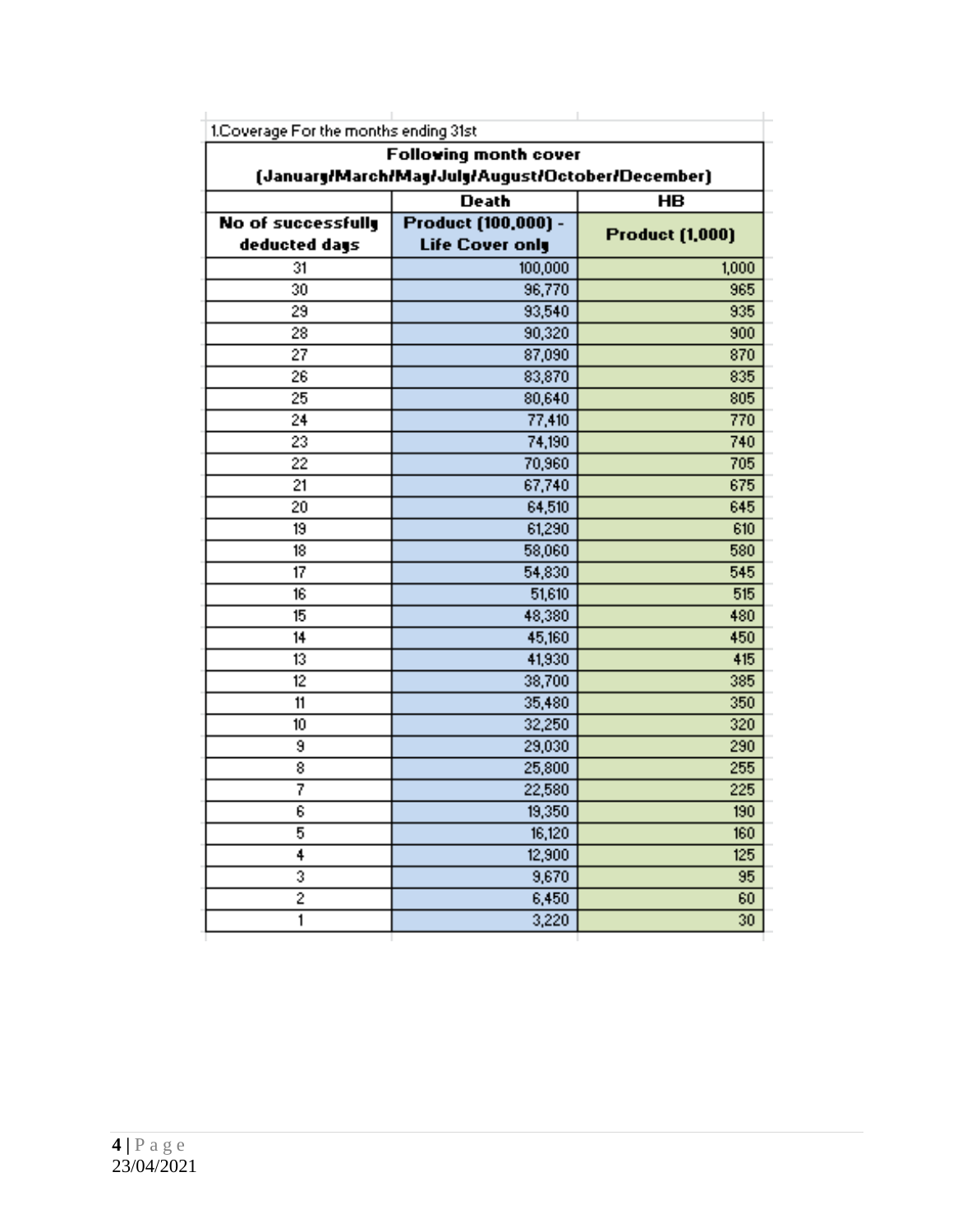1.Coverage For the months ending 31st

| Following month cover (January/March/May/July/August/October/December) | | |
|---|---|---|
| | Death | HB |
| No of successfully deducted days | Product (100,000) - Life Cover only | Product (1,000) |
| 31 | 100,000 | 1,000 |
| 30 | 96,770 | 965 |
| 29 | 93,540 | 935 |
| 28 | 90,320 | 900 |
| 27 | 87,090 | 870 |
| 26 | 83,870 | 835 |
| 25 | 80,640 | 805 |
| 24 | 77,410 | 770 |
| 23 | 74,190 | 740 |
| 22 | 70,960 | 705 |
| 21 | 67,740 | 675 |
| 20 | 64,510 | 645 |
| 19 | 61,290 | 610 |
| 18 | 58,060 | 580 |
| 17 | 54,830 | 545 |
| 16 | 51,610 | 515 |
| 15 | 48,380 | 480 |
| 14 | 45,160 | 450 |
| 13 | 41,930 | 415 |
| 12 | 38,700 | 385 |
| 11 | 35,480 | 350 |
| 10 | 32,250 | 320 |
| 9 | 29,030 | 290 |
| 8 | 25,800 | 255 |
| 7 | 22,580 | 225 |
| 6 | 19,350 | 190 |
| 5 | 16,120 | 160 |
| 4 | 12,900 | 125 |
| 3 | 9,670 | 95 |
| 2 | 6,450 | 60 |
| 1 | 3,220 | 30 |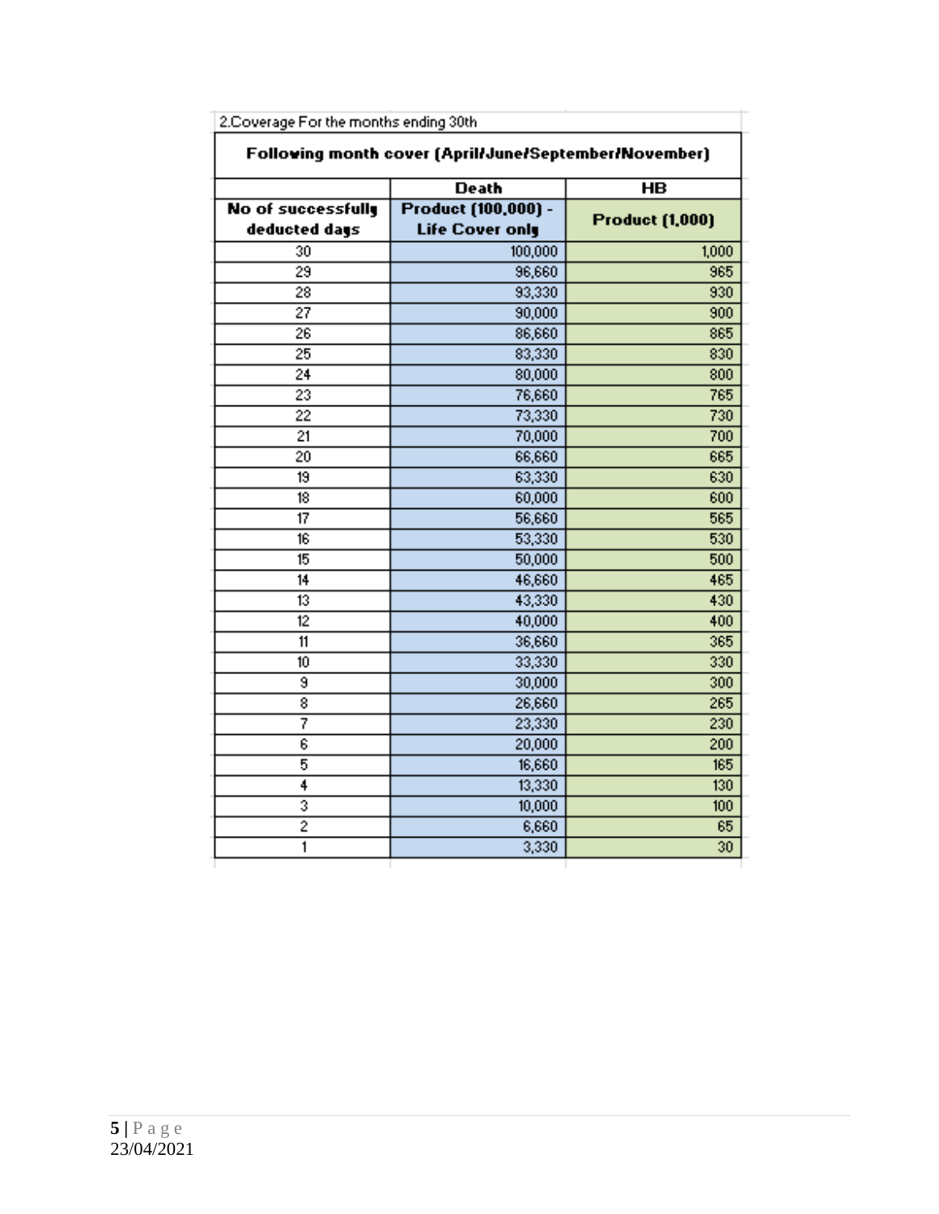2.Coverage For the months ending 30th

| Following month cover (April/June/September/November) | | |
|---|---|---|
| | Death | HB |
| No of successfully deducted days | Product (100,000) - Life Cover only | Product (1,000) |
| 30 | 100,000 | 1,000 |
| 29 | 96,660 | 965 |
| 28 | 93,330 | 930 |
| 27 | 90,000 | 900 |
| 26 | 86,660 | 865 |
| 25 | 83,330 | 830 |
| 24 | 80,000 | 800 |
| 23 | 76,660 | 765 |
| 22 | 73,330 | 730 |
| 21 | 70,000 | 700 |
| 20 | 66,660 | 665 |
| 19 | 63,330 | 630 |
| 18 | 60,000 | 600 |
| 17 | 56,660 | 565 |
| 16 | 53,330 | 530 |
| 15 | 50,000 | 500 |
| 14 | 46,660 | 465 |
| 13 | 43,330 | 430 |
| 12 | 40,000 | 400 |
| 11 | 36,660 | 365 |
| 10 | 33,330 | 330 |
| 9 | 30,000 | 300 |
| 8 | 26,660 | 265 |
| 7 | 23,330 | 230 |
| 6 | 20,000 | 200 |
| 5 | 16,660 | 165 |
| 4 | 13,330 | 130 |
| 3 | 10,000 | 100 |
| 2 | 6,660 | 65 |
| 1 | 3,330 | 30 |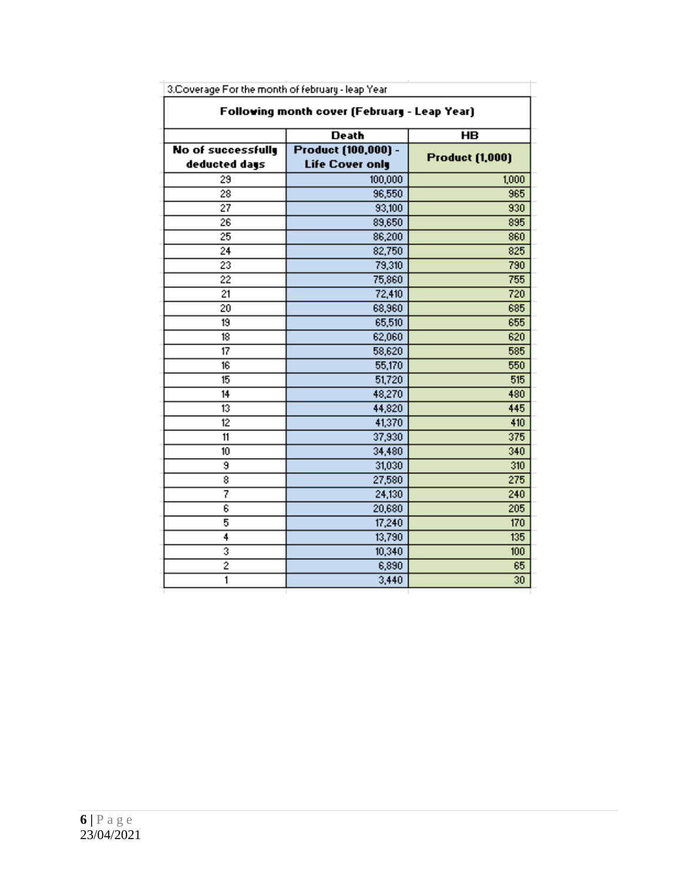3.Coverage For the month of february - leap Year

| Following month cover (February - Leap Year) | | |
|---|---|---|
| | Death | HB |
| No of successfully deducted days | Product (100,000) - Life Cover only | Product (1,000) |
| 29 | 100,000 | 1,000 |
| 28 | 96,550 | 965 |
| 27 | 93,100 | 930 |
| 26 | 89,650 | 895 |
| 25 | 86,200 | 860 |
| 24 | 82,750 | 825 |
| 23 | 79,310 | 790 |
| 22 | 75,860 | 755 |
| 21 | 72,410 | 720 |
| 20 | 68,960 | 685 |
| 19 | 65,510 | 655 |
| 18 | 62,060 | 620 |
| 17 | 58,620 | 585 |
| 16 | 55,170 | 550 |
| 15 | 51,720 | 515 |
| 14 | 48,270 | 480 |
| 13 | 44,820 | 445 |
| 12 | 41,370 | 410 |
| 11 | 37,930 | 375 |
| 10 | 34,480 | 340 |
| 9 | 31,030 | 310 |
| 8 | 27,580 | 275 |
| 7 | 24,130 | 240 |
| 6 | 20,680 | 205 |
| 5 | 17,240 | 170 |
| 4 | 13,790 | 135 |
| 3 | 10,340 | 100 |
| 2 | 6,890 | 65 |
| 1 | 3,440 | 30 |

23/04/2021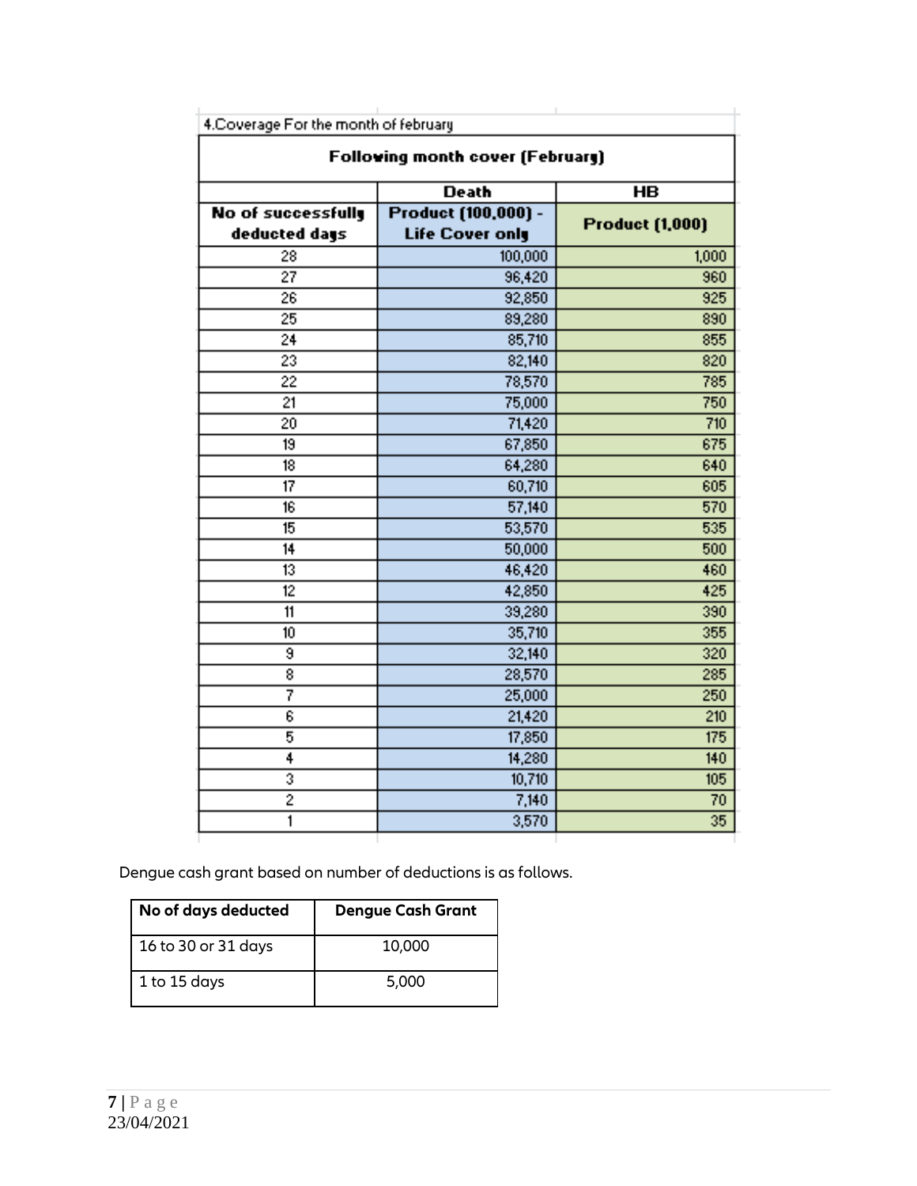4.Coverage For the month of february

| Following month cover (February) | | |
|---|---|---|
| | Death | HB |
| No of successfully deducted days | Product (100,000) - Life Cover only | Product (1,000) |
| 28 | 100,000 | 1,000 |
| 27 | 96,420 | 960 |
| 26 | 92,850 | 925 |
| 25 | 89,280 | 890 |
| 24 | 85,710 | 855 |
| 23 | 82,140 | 820 |
| 22 | 78,570 | 785 |
| 21 | 75,000 | 750 |
| 20 | 71,420 | 710 |
| 19 | 67,850 | 675 |
| 18 | 64,280 | 640 |
| 17 | 60,710 | 605 |
| 16 | 57,140 | 570 |
| 15 | 53,570 | 535 |
| 14 | 50,000 | 500 |
| 13 | 46,420 | 460 |
| 12 | 42,850 | 425 |
| 11 | 39,280 | 390 |
| 10 | 35,710 | 355 |
| 9 | 32,140 | 320 |
| 8 | 28,570 | 285 |
| 7 | 25,000 | 250 |
| 6 | 21,420 | 210 |
| 5 | 17,850 | 175 |
| 4 | 14,280 | 140 |
| 3 | 10,710 | 105 |
| 2 | 7,140 | 70 |
| 1 | 3,570 | 35 |

Dengue cash grant based on number of deductions is as follows.

| No of days deducted | Dengue Cash Grant |
|---|---|
| 16 to 30 or 31 days | 10,000 |
| 1 to 15 days | 5,000 |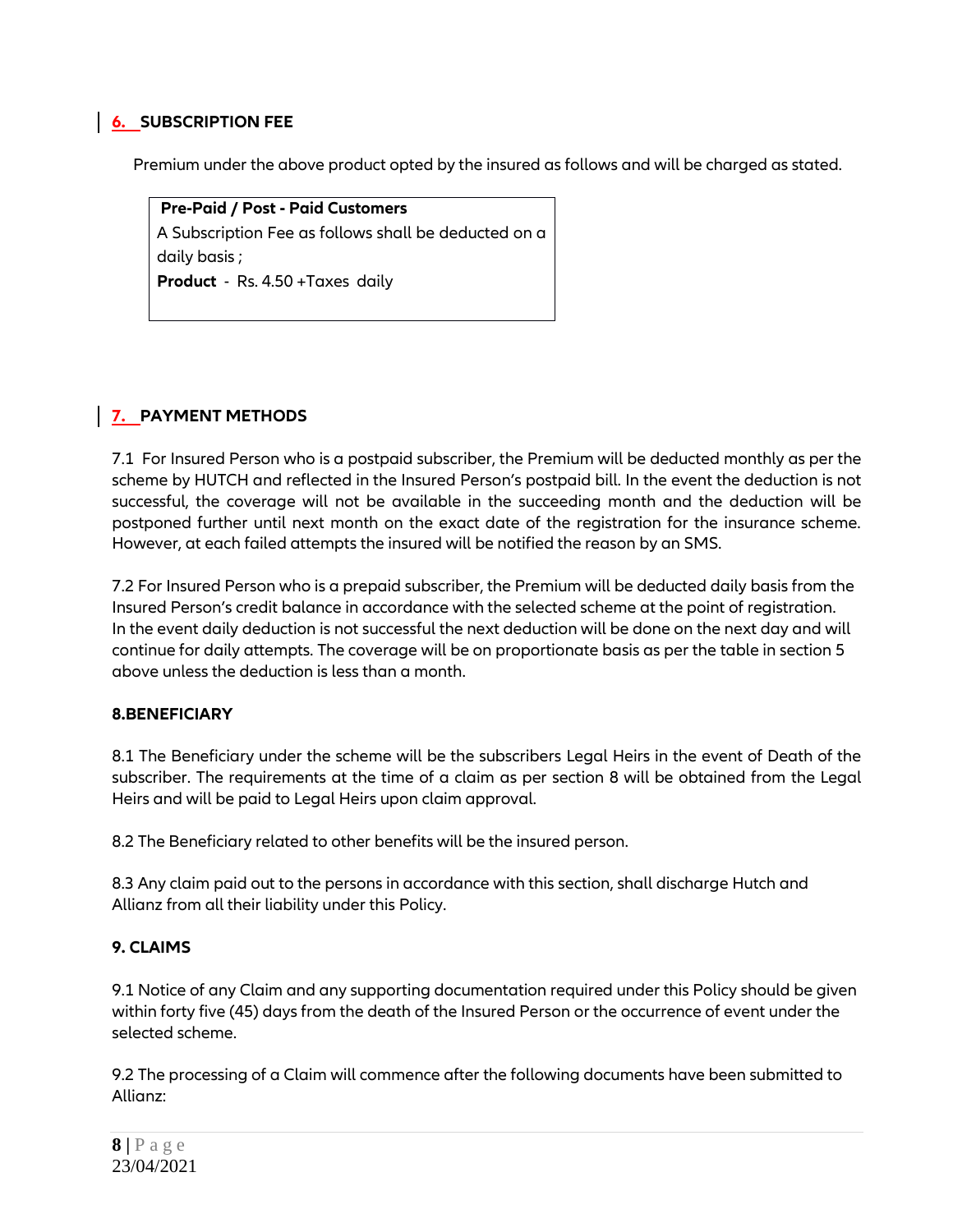## 6. SUBSCRIPTION FEE

Premium under the above product opted by the insured as follows and will be charged as stated.

| **Pre-Paid / Post - Paid Customers** |
| --- |
| A Subscription Fee as follows shall be deducted on a daily basis ;<br>**Product** - Rs. 4.50 +Taxes daily |

## 7. PAYMENT METHODS

7.1 For Insured Person who is a postpaid subscriber, the Premium will be deducted monthly as per the scheme by HUTCH and reflected in the Insured Person's postpaid bill. In the event the deduction is not successful, the coverage will not be available in the succeeding month and the deduction will be postponed further until next month on the exact date of the registration for the insurance scheme. However, at each failed attempts the insured will be notified the reason by an SMS.

7.2 For Insured Person who is a prepaid subscriber, the Premium will be deducted daily basis from the Insured Person's credit balance in accordance with the selected scheme at the point of registration. In the event daily deduction is not successful the next deduction will be done on the next day and will continue for daily attempts. The coverage will be on proportionate basis as per the table in section 5 above unless the deduction is less than a month.

## 8.BENEFICIARY

8.1 The Beneficiary under the scheme will be the subscribers Legal Heirs in the event of Death of the subscriber. The requirements at the time of a claim as per section 8 will be obtained from the Legal Heirs and will be paid to Legal Heirs upon claim approval.

8.2 The Beneficiary related to other benefits will be the insured person.

8.3 Any claim paid out to the persons in accordance with this section, shall discharge Hutch and Allianz from all their liability under this Policy.

## 9. CLAIMS

9.1 Notice of any Claim and any supporting documentation required under this Policy should be given within forty five (45) days from the death of the Insured Person or the occurrence of event under the selected scheme.

9.2 The processing of a Claim will commence after the following documents have been submitted to Allianz:

23/04/2021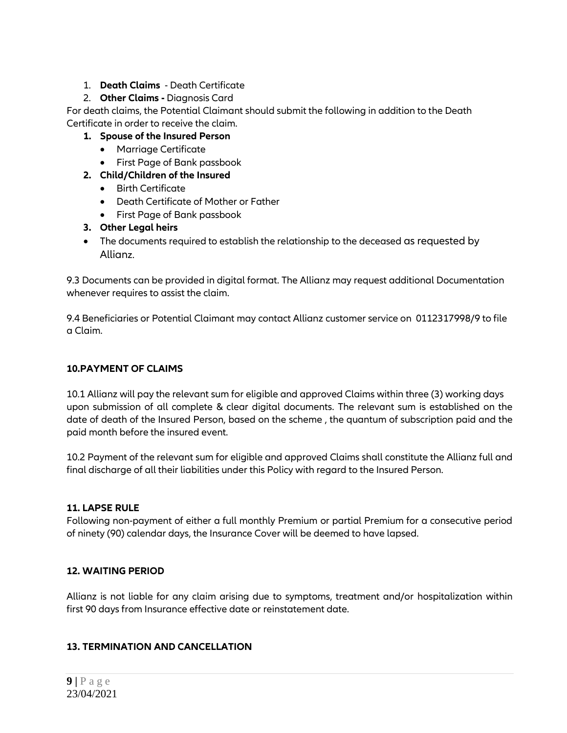1. **Death Claims** - Death Certificate
2. **Other Claims -** Diagnosis Card

For death claims, the Potential Claimant should submit the following in addition to the Death Certificate in order to receive the claim.

1. **Spouse of the Insured Person**
   - Marriage Certificate
   - First Page of Bank passbook
2. **Child/Children of the Insured**
   - Birth Certificate
   - Death Certificate of Mother or Father
   - First Page of Bank passbook
3. **Other Legal heirs**

- The documents required to establish the relationship to the deceased as requested by Allianz.

9.3 Documents can be provided in digital format. The Allianz may request additional Documentation whenever requires to assist the claim.

9.4 Beneficiaries or Potential Claimant may contact Allianz customer service on 0112317998/9 to file a Claim.

## 10.PAYMENT OF CLAIMS

10.1 Allianz will pay the relevant sum for eligible and approved Claims within three (3) working days upon submission of all complete & clear digital documents. The relevant sum is established on the date of death of the Insured Person, based on the scheme , the quantum of subscription paid and the paid month before the insured event.

10.2 Payment of the relevant sum for eligible and approved Claims shall constitute the Allianz full and final discharge of all their liabilities under this Policy with regard to the Insured Person.

## 11. LAPSE RULE

Following non-payment of either a full monthly Premium or partial Premium for a consecutive period of ninety (90) calendar days, the Insurance Cover will be deemed to have lapsed.

## 12. WAITING PERIOD

Allianz is not liable for any claim arising due to symptoms, treatment and/or hospitalization within first 90 days from Insurance effective date or reinstatement date.

## 13. TERMINATION AND CANCELLATION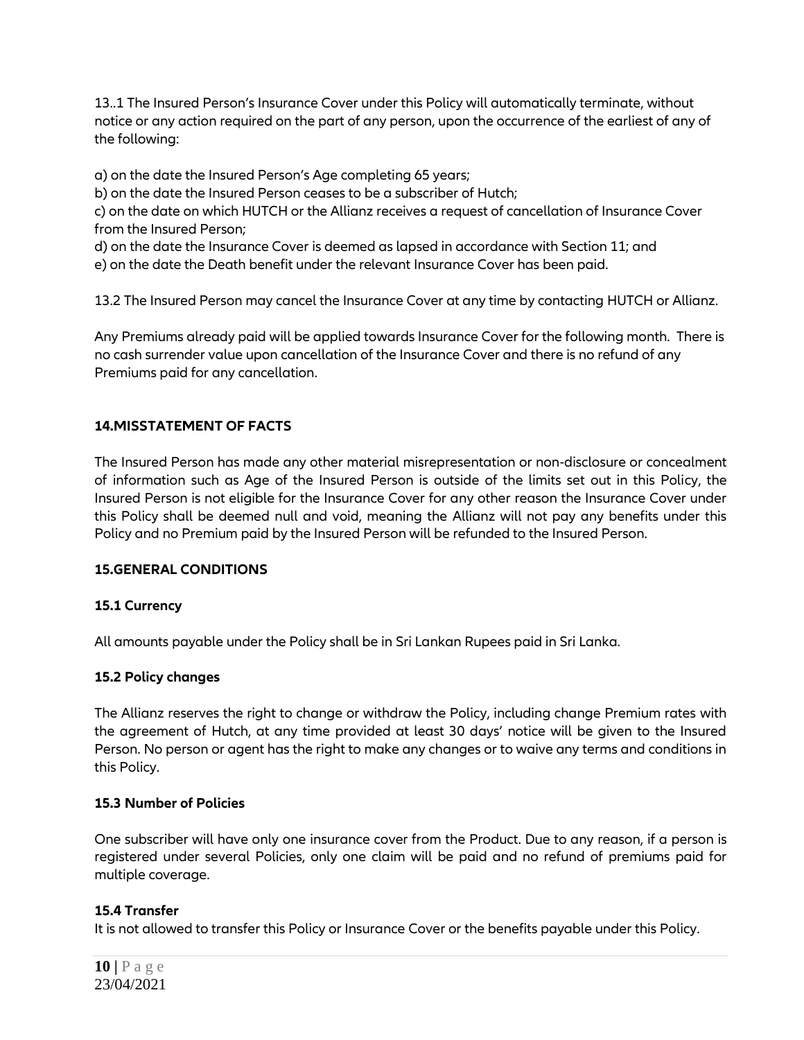13..1 The Insured Person's Insurance Cover under this Policy will automatically terminate, without notice or any action required on the part of any person, upon the occurrence of the earliest of any of the following:

a) on the date the Insured Person's Age completing 65 years;
b) on the date the Insured Person ceases to be a subscriber of Hutch;
c) on the date on which HUTCH or the Allianz receives a request of cancellation of Insurance Cover from the Insured Person;
d) on the date the Insurance Cover is deemed as lapsed in accordance with Section 11; and
e) on the date the Death benefit under the relevant Insurance Cover has been paid.

13.2 The Insured Person may cancel the Insurance Cover at any time by contacting HUTCH or Allianz.

Any Premiums already paid will be applied towards Insurance Cover for the following month. There is no cash surrender value upon cancellation of the Insurance Cover and there is no refund of any Premiums paid for any cancellation.

## 14.MISSTATEMENT OF FACTS

The Insured Person has made any other material misrepresentation or non-disclosure or concealment of information such as Age of the Insured Person is outside of the limits set out in this Policy, the Insured Person is not eligible for the Insurance Cover for any other reason the Insurance Cover under this Policy shall be deemed null and void, meaning the Allianz will not pay any benefits under this Policy and no Premium paid by the Insured Person will be refunded to the Insured Person.

## 15.GENERAL CONDITIONS

### 15.1 Currency

All amounts payable under the Policy shall be in Sri Lankan Rupees paid in Sri Lanka.

### 15.2 Policy changes

The Allianz reserves the right to change or withdraw the Policy, including change Premium rates with the agreement of Hutch, at any time provided at least 30 days' notice will be given to the Insured Person. No person or agent has the right to make any changes or to waive any terms and conditions in this Policy.

### 15.3 Number of Policies

One subscriber will have only one insurance cover from the Product. Due to any reason, if a person is registered under several Policies, only one claim will be paid and no refund of premiums paid for multiple coverage.

### 15.4 Transfer

It is not allowed to transfer this Policy or Insurance Cover or the benefits payable under this Policy.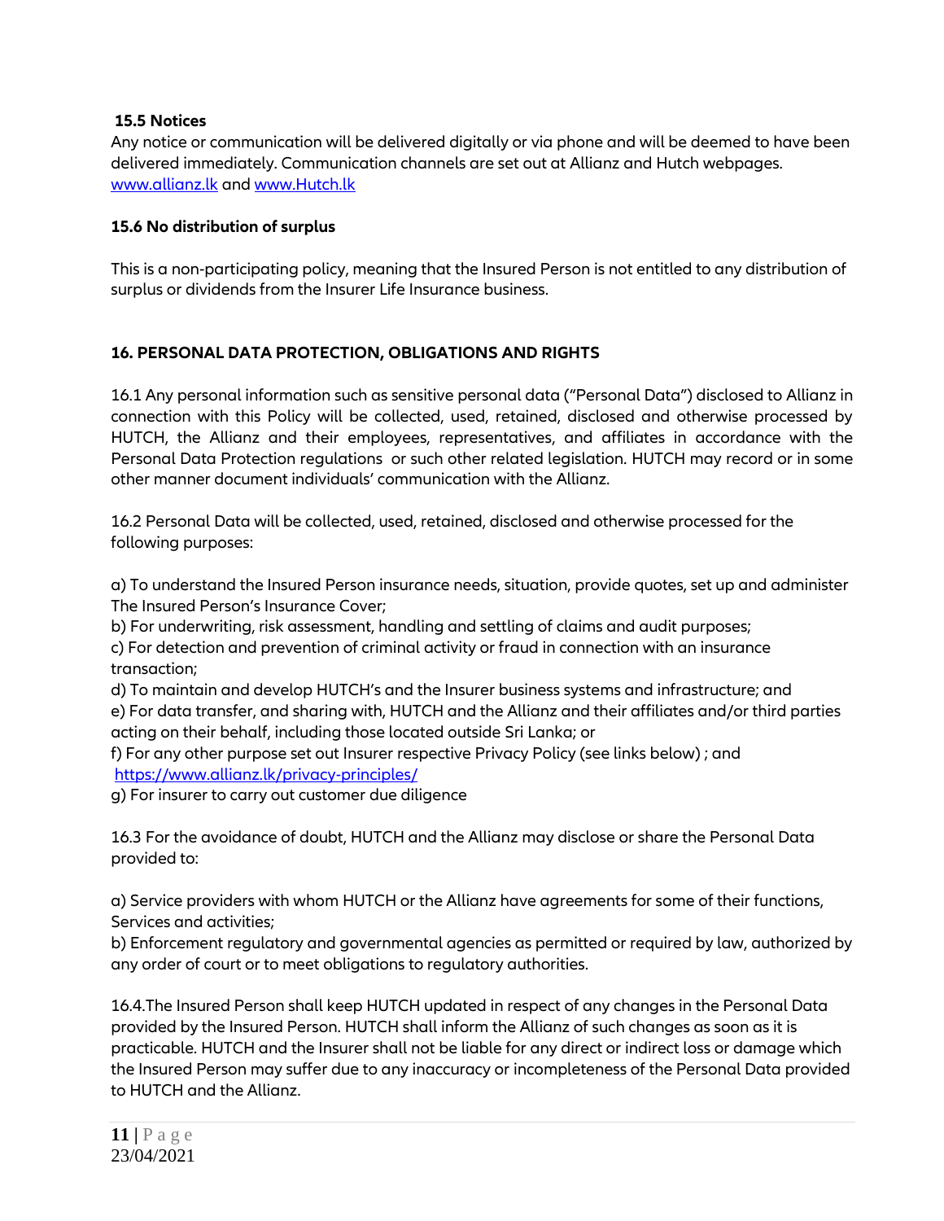### 15.5 Notices

Any notice or communication will be delivered digitally or via phone and will be deemed to have been delivered immediately. Communication channels are set out at Allianz and Hutch webpages. [www.allianz.lk](http://www.allianz.lk) and [www.Hutch.lk](http://www.Hutch.lk)

### 15.6 No distribution of surplus

This is a non-participating policy, meaning that the Insured Person is not entitled to any distribution of surplus or dividends from the Insurer Life Insurance business.

## 16. PERSONAL DATA PROTECTION, OBLIGATIONS AND RIGHTS

16.1 Any personal information such as sensitive personal data ("Personal Data") disclosed to Allianz in connection with this Policy will be collected, used, retained, disclosed and otherwise processed by HUTCH, the Allianz and their employees, representatives, and affiliates in accordance with the Personal Data Protection regulations or such other related legislation. HUTCH may record or in some other manner document individuals' communication with the Allianz.

16.2 Personal Data will be collected, used, retained, disclosed and otherwise processed for the following purposes:

a) To understand the Insured Person insurance needs, situation, provide quotes, set up and administer The Insured Person's Insurance Cover;
b) For underwriting, risk assessment, handling and settling of claims and audit purposes;
c) For detection and prevention of criminal activity or fraud in connection with an insurance transaction;
d) To maintain and develop HUTCH's and the Insurer business systems and infrastructure; and
e) For data transfer, and sharing with, HUTCH and the Allianz and their affiliates and/or third parties acting on their behalf, including those located outside Sri Lanka; or
f) For any other purpose set out Insurer respective Privacy Policy (see links below) ; and [https://www.allianz.lk/privacy-principles/](https://www.allianz.lk/privacy-principles/)
g) For insurer to carry out customer due diligence

16.3 For the avoidance of doubt, HUTCH and the Allianz may disclose or share the Personal Data provided to:

a) Service providers with whom HUTCH or the Allianz have agreements for some of their functions, Services and activities;
b) Enforcement regulatory and governmental agencies as permitted or required by law, authorized by any order of court or to meet obligations to regulatory authorities.

16.4.The Insured Person shall keep HUTCH updated in respect of any changes in the Personal Data provided by the Insured Person. HUTCH shall inform the Allianz of such changes as soon as it is practicable. HUTCH and the Insurer shall not be liable for any direct or indirect loss or damage which the Insured Person may suffer due to any inaccuracy or incompleteness of the Personal Data provided to HUTCH and the Allianz.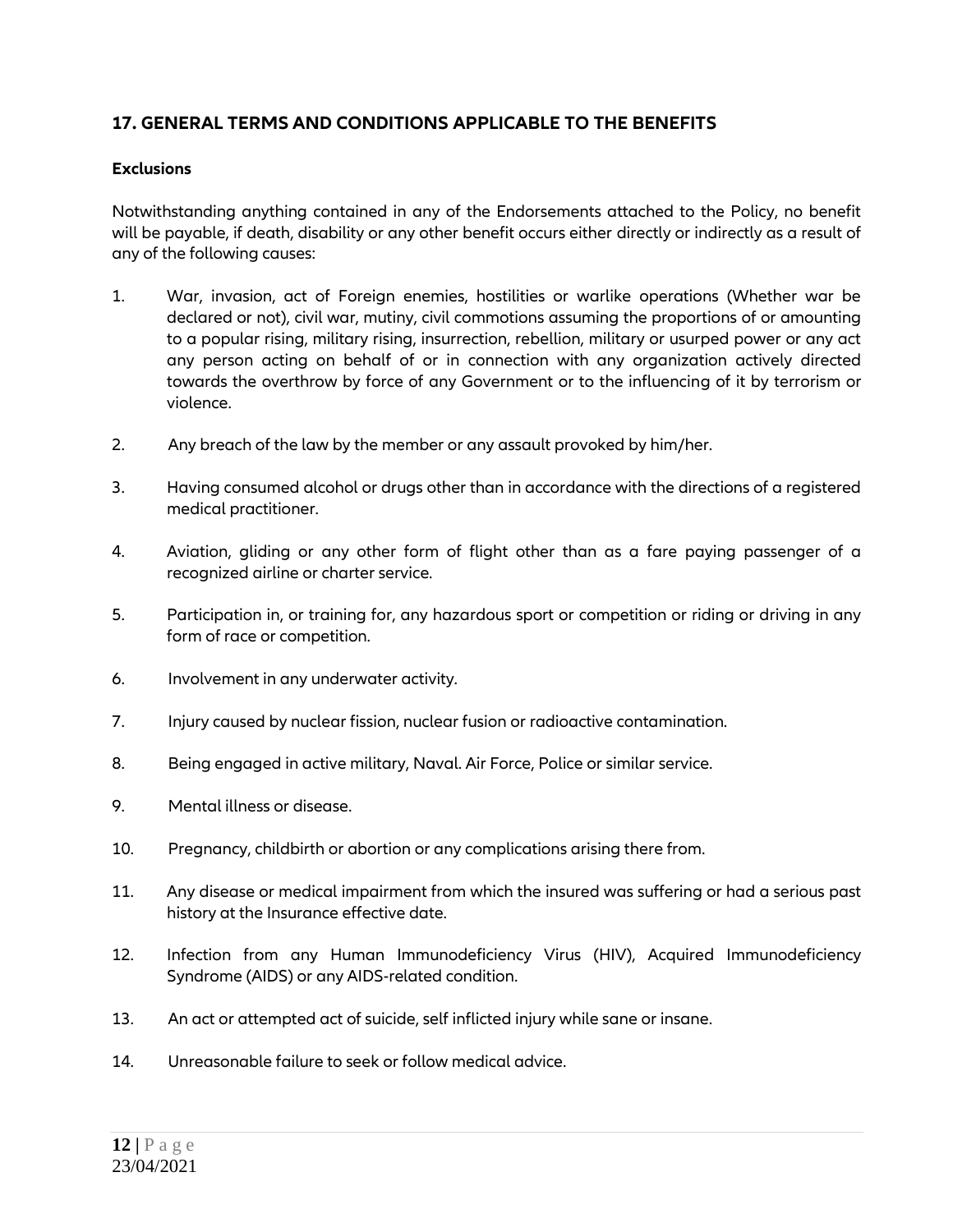## 17. GENERAL TERMS AND CONDITIONS APPLICABLE TO THE BENEFITS

### Exclusions

Notwithstanding anything contained in any of the Endorsements attached to the Policy, no benefit will be payable, if death, disability or any other benefit occurs either directly or indirectly as a result of any of the following causes:

1. War, invasion, act of Foreign enemies, hostilities or warlike operations (Whether war be declared or not), civil war, mutiny, civil commotions assuming the proportions of or amounting to a popular rising, military rising, insurrection, rebellion, military or usurped power or any act any person acting on behalf of or in connection with any organization actively directed towards the overthrow by force of any Government or to the influencing of it by terrorism or violence.
2. Any breach of the law by the member or any assault provoked by him/her.
3. Having consumed alcohol or drugs other than in accordance with the directions of a registered medical practitioner.
4. Aviation, gliding or any other form of flight other than as a fare paying passenger of a recognized airline or charter service.
5. Participation in, or training for, any hazardous sport or competition or riding or driving in any form of race or competition.
6. Involvement in any underwater activity.
7. Injury caused by nuclear fission, nuclear fusion or radioactive contamination.
8. Being engaged in active military, Naval. Air Force, Police or similar service.
9. Mental illness or disease.
10. Pregnancy, childbirth or abortion or any complications arising there from.
11. Any disease or medical impairment from which the insured was suffering or had a serious past history at the Insurance effective date.
12. Infection from any Human Immunodeficiency Virus (HIV), Acquired Immunodeficiency Syndrome (AIDS) or any AIDS-related condition.
13. An act or attempted act of suicide, self inflicted injury while sane or insane.
14. Unreasonable failure to seek or follow medical advice.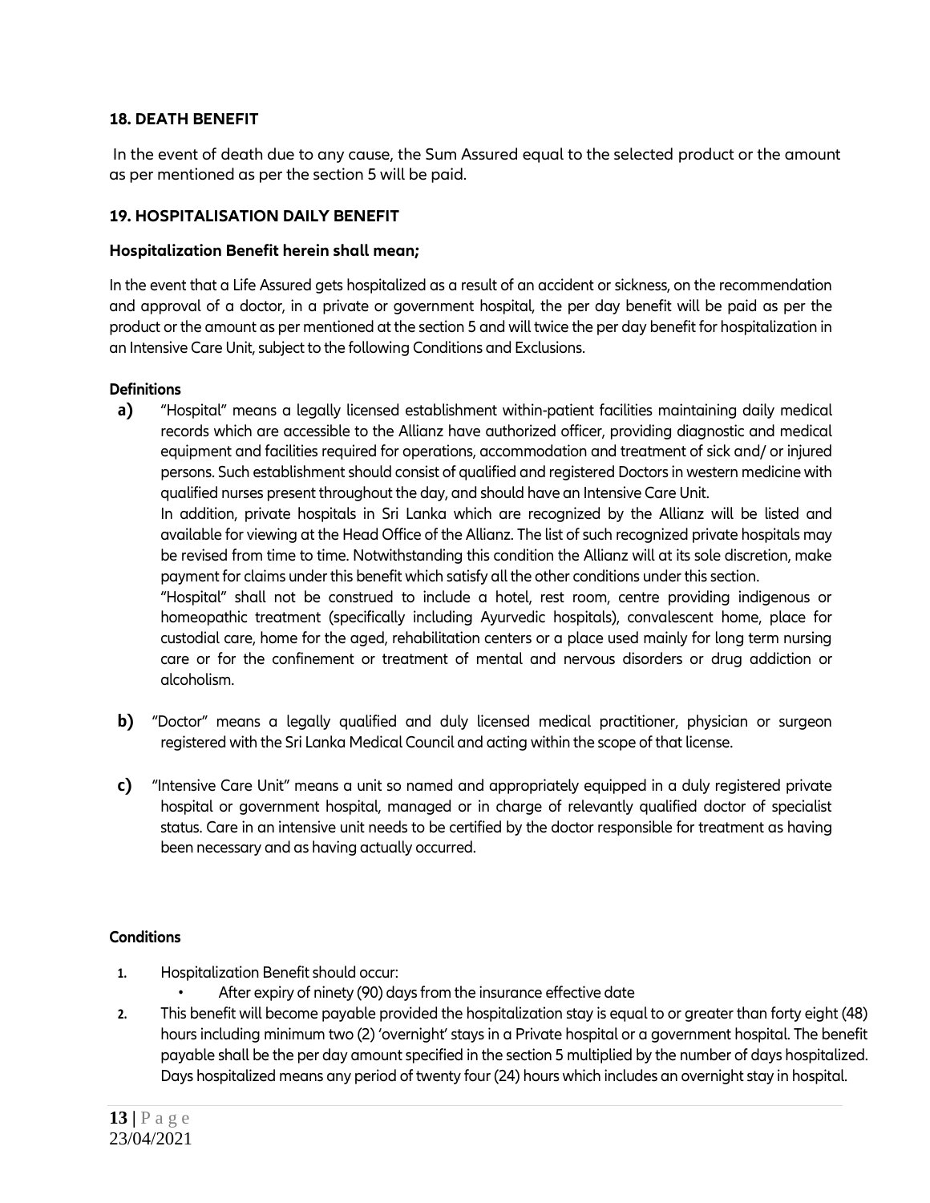## 18. DEATH BENEFIT

In the event of death due to any cause, the Sum Assured equal to the selected product or the amount as per mentioned as per the section 5 will be paid.

## 19. HOSPITALISATION DAILY BENEFIT

**Hospitalization Benefit herein shall mean;**

In the event that a Life Assured gets hospitalized as a result of an accident or sickness, on the recommendation and approval of a doctor, in a private or government hospital, the per day benefit will be paid as per the product or the amount as per mentioned at the section 5 and will twice the per day benefit for hospitalization in an Intensive Care Unit, subject to the following Conditions and Exclusions.

**Definitions**

**a)** "Hospital" means a legally licensed establishment within-patient facilities maintaining daily medical records which are accessible to the Allianz have authorized officer, providing diagnostic and medical equipment and facilities required for operations, accommodation and treatment of sick and/ or injured persons. Such establishment should consist of qualified and registered Doctors in western medicine with qualified nurses present throughout the day, and should have an Intensive Care Unit.

In addition, private hospitals in Sri Lanka which are recognized by the Allianz will be listed and available for viewing at the Head Office of the Allianz. The list of such recognized private hospitals may be revised from time to time. Notwithstanding this condition the Allianz will at its sole discretion, make payment for claims under this benefit which satisfy all the other conditions under this section.

"Hospital" shall not be construed to include a hotel, rest room, centre providing indigenous or homeopathic treatment (specifically including Ayurvedic hospitals), convalescent home, place for custodial care, home for the aged, rehabilitation centers or a place used mainly for long term nursing care or for the confinement or treatment of mental and nervous disorders or drug addiction or alcoholism.

**b)** "Doctor" means a legally qualified and duly licensed medical practitioner, physician or surgeon registered with the Sri Lanka Medical Council and acting within the scope of that license.

**c)** "Intensive Care Unit" means a unit so named and appropriately equipped in a duly registered private hospital or government hospital, managed or in charge of relevantly qualified doctor of specialist status. Care in an intensive unit needs to be certified by the doctor responsible for treatment as having been necessary and as having actually occurred.

**Conditions**

1. Hospitalization Benefit should occur:
   - After expiry of ninety (90) days from the insurance effective date
2. This benefit will become payable provided the hospitalization stay is equal to or greater than forty eight (48) hours including minimum two (2) 'overnight' stays in a Private hospital or a government hospital. The benefit payable shall be the per day amount specified in the section 5 multiplied by the number of days hospitalized. Days hospitalized means any period of twenty four (24) hours which includes an overnight stay in hospital.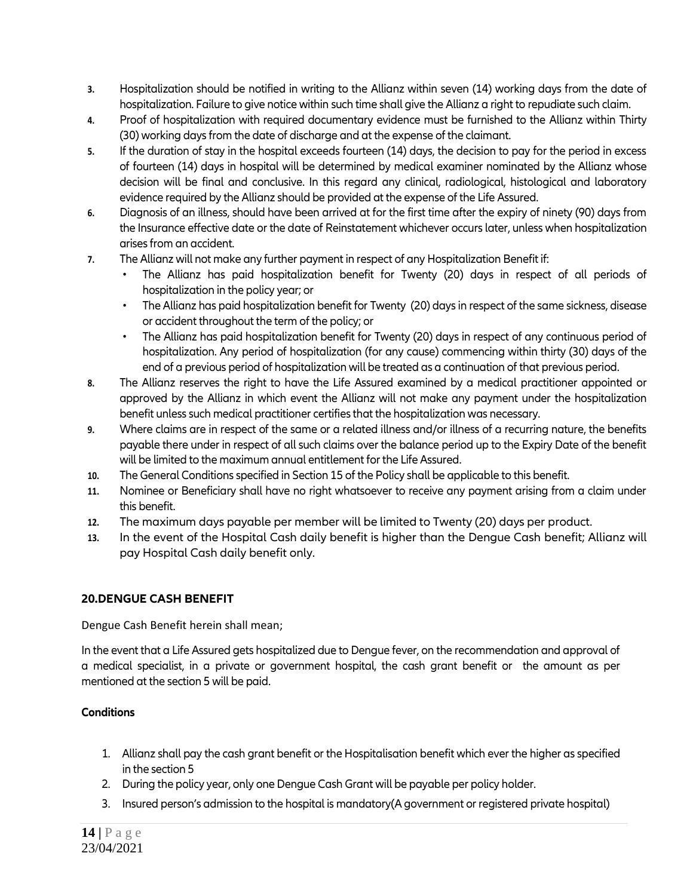3. Hospitalization should be notified in writing to the Allianz within seven (14) working days from the date of hospitalization. Failure to give notice within such time shall give the Allianz a right to repudiate such claim.
4. Proof of hospitalization with required documentary evidence must be furnished to the Allianz within Thirty (30) working days from the date of discharge and at the expense of the claimant.
5. If the duration of stay in the hospital exceeds fourteen (14) days, the decision to pay for the period in excess of fourteen (14) days in hospital will be determined by medical examiner nominated by the Allianz whose decision will be final and conclusive. In this regard any clinical, radiological, histological and laboratory evidence required by the Allianz should be provided at the expense of the Life Assured.
6. Diagnosis of an illness, should have been arrived at for the first time after the expiry of ninety (90) days from the Insurance effective date or the date of Reinstatement whichever occurs later, unless when hospitalization arises from an accident.
7. The Allianz will not make any further payment in respect of any Hospitalization Benefit if:
   - The Allianz has paid hospitalization benefit for Twenty (20) days in respect of all periods of hospitalization in the policy year; or
   - The Allianz has paid hospitalization benefit for Twenty (20) days in respect of the same sickness, disease or accident throughout the term of the policy; or
   - The Allianz has paid hospitalization benefit for Twenty (20) days in respect of any continuous period of hospitalization. Any period of hospitalization (for any cause) commencing within thirty (30) days of the end of a previous period of hospitalization will be treated as a continuation of that previous period.
8. The Allianz reserves the right to have the Life Assured examined by a medical practitioner appointed or approved by the Allianz in which event the Allianz will not make any payment under the hospitalization benefit unless such medical practitioner certifies that the hospitalization was necessary.
9. Where claims are in respect of the same or a related illness and/or illness of a recurring nature, the benefits payable there under in respect of all such claims over the balance period up to the Expiry Date of the benefit will be limited to the maximum annual entitlement for the Life Assured.
10. The General Conditions specified in Section 15 of the Policy shall be applicable to this benefit.
11. Nominee or Beneficiary shall have no right whatsoever to receive any payment arising from a claim under this benefit.
12. The maximum days payable per member will be limited to Twenty (20) days per product.
13. In the event of the Hospital Cash daily benefit is higher than the Dengue Cash benefit; Allianz will pay Hospital Cash daily benefit only.

## 20.DENGUE CASH BENEFIT

Dengue Cash Benefit herein shall mean;

In the event that a Life Assured gets hospitalized due to Dengue fever, on the recommendation and approval of a medical specialist, in a private or government hospital, the cash grant benefit or the amount as per mentioned at the section 5 will be paid.

**Conditions**

1. Allianz shall pay the cash grant benefit or the Hospitalisation benefit which ever the higher as specified in the section 5
2. During the policy year, only one Dengue Cash Grant will be payable per policy holder.
3. Insured person's admission to the hospital is mandatory(A government or registered private hospital)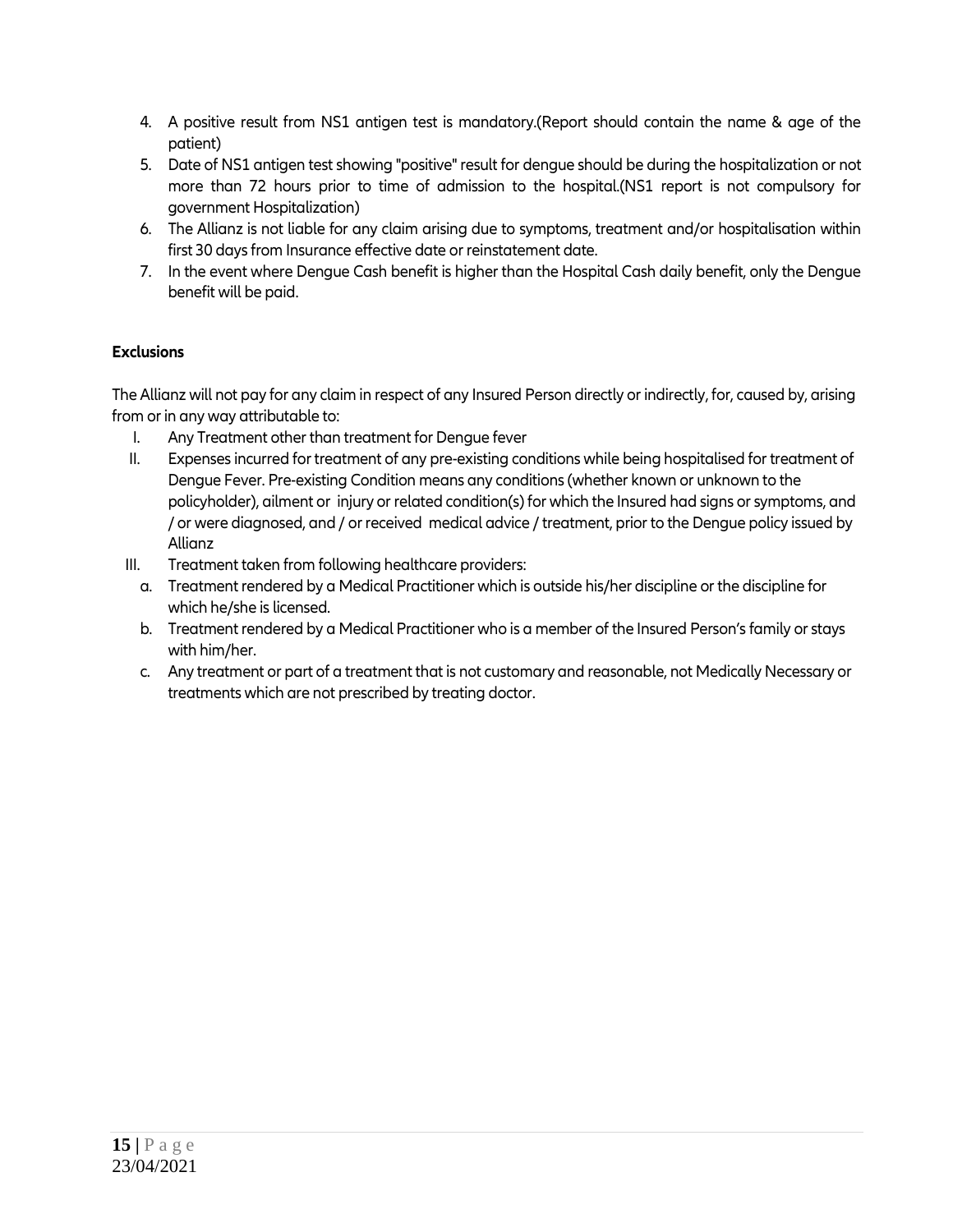4. A positive result from NS1 antigen test is mandatory.(Report should contain the name & age of the patient)
5. Date of NS1 antigen test showing "positive" result for dengue should be during the hospitalization or not more than 72 hours prior to time of admission to the hospital.(NS1 report is not compulsory for government Hospitalization)
6. The Allianz is not liable for any claim arising due to symptoms, treatment and/or hospitalisation within first 30 days from Insurance effective date or reinstatement date.
7. In the event where Dengue Cash benefit is higher than the Hospital Cash daily benefit, only the Dengue benefit will be paid.

**Exclusions**

The Allianz will not pay for any claim in respect of any Insured Person directly or indirectly, for, caused by, arising from or in any way attributable to:

I. Any Treatment other than treatment for Dengue fever
II. Expenses incurred for treatment of any pre-existing conditions while being hospitalised for treatment of Dengue Fever. Pre-existing Condition means any conditions (whether known or unknown to the policyholder), ailment or injury or related condition(s) for which the Insured had signs or symptoms, and / or were diagnosed, and / or received medical advice / treatment, prior to the Dengue policy issued by Allianz
III. Treatment taken from following healthcare providers:
    a. Treatment rendered by a Medical Practitioner which is outside his/her discipline or the discipline for which he/she is licensed.
    b. Treatment rendered by a Medical Practitioner who is a member of the Insured Person's family or stays with him/her.
    c. Any treatment or part of a treatment that is not customary and reasonable, not Medically Necessary or treatments which are not prescribed by treating doctor.

23/04/2021